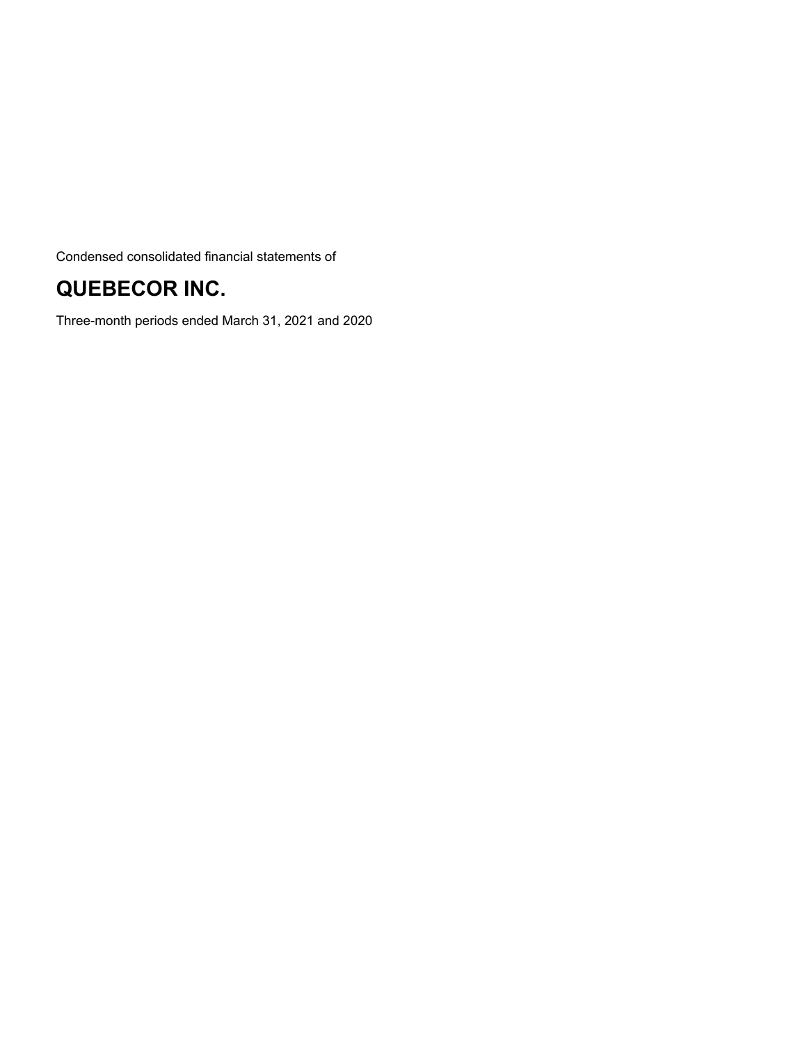Condensed consolidated financial statements of

# QUEBECOR INC.

Three-month periods ended March 31, 2021 and 2020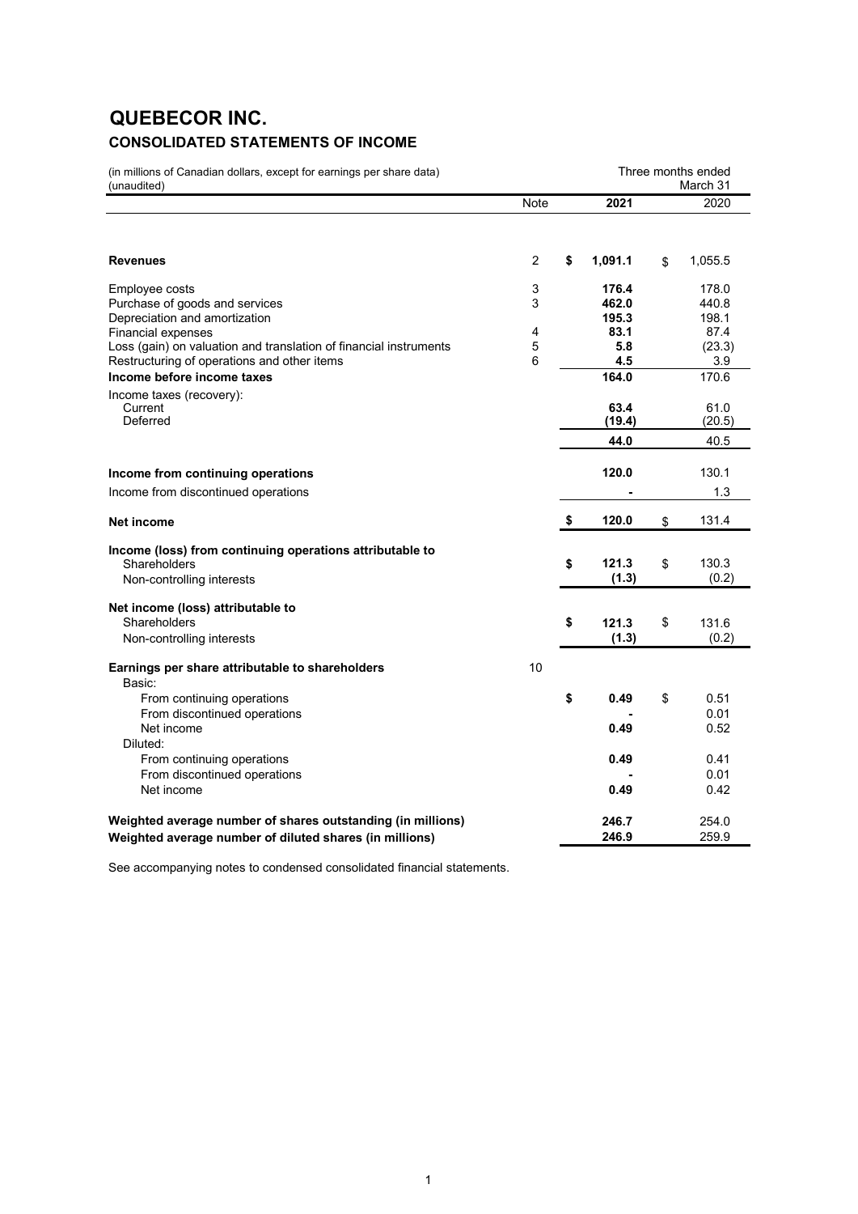# QUEBECOR INC.

## CONSOLIDATED STATEMENTS OF INCOME

(in millions of Canadian dollars, except for earnings per share data)
(unaudited)

| | Note | Three months ended March 31 2021 | 2020 |
|---|---|---|---|
| **Revenues** | 2 | **$ 1,091.1** | $ 1,055.5 |
| Employee costs | 3 | **176.4** | 178.0 |
| Purchase of goods and services | 3 | **462.0** | 440.8 |
| Depreciation and amortization | | **195.3** | 198.1 |
| Financial expenses | 4 | **83.1** | 87.4 |
| Loss (gain) on valuation and translation of financial instruments | 5 | **5.8** | (23.3) |
| Restructuring of operations and other items | 6 | **4.5** | 3.9 |
| **Income before income taxes** | | **164.0** | 170.6 |
| Income taxes (recovery): | | | |
| Current | | **63.4** | 61.0 |
| Deferred | | **(19.4)** | (20.5) |
| | | **44.0** | 40.5 |
| **Income from continuing operations** | | **120.0** | 130.1 |
| Income from discontinued operations | | **-** | 1.3 |
| **Net income** | | **$ 120.0** | $ 131.4 |
| **Income (loss) from continuing operations attributable to** | | | |
| Shareholders | | **$ 121.3** | $ 130.3 |
| Non-controlling interests | | **(1.3)** | (0.2) |
| **Net income (loss) attributable to** | | | |
| Shareholders | | **$ 121.3** | $ 131.6 |
| Non-controlling interests | | **(1.3)** | (0.2) |
| **Earnings per share attributable to shareholders** | 10 | | |
| Basic: | | | |
| From continuing operations | | **$ 0.49** | $ 0.51 |
| From discontinued operations | | **-** | 0.01 |
| Net income | | **0.49** | 0.52 |
| Diluted: | | | |
| From continuing operations | | **0.49** | 0.41 |
| From discontinued operations | | **-** | 0.01 |
| Net income | | **0.49** | 0.42 |
| **Weighted average number of shares outstanding (in millions)** | | **246.7** | 254.0 |
| **Weighted average number of diluted shares (in millions)** | | **246.9** | 259.9 |

See accompanying notes to condensed consolidated financial statements.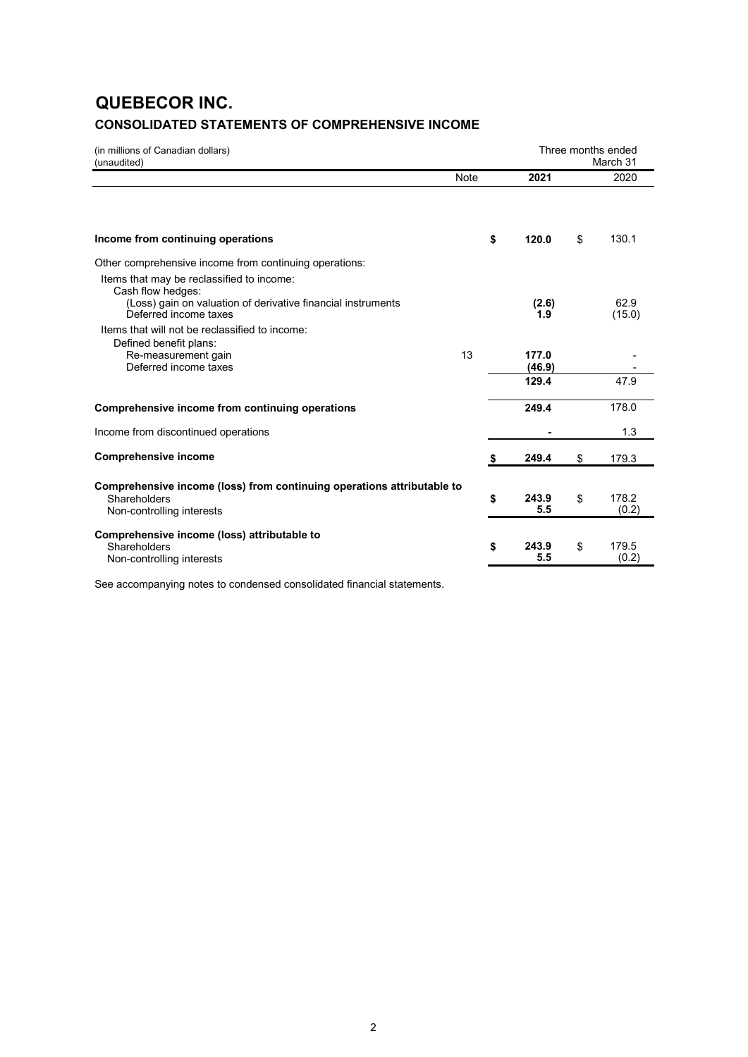# QUEBECOR INC.

## CONSOLIDATED STATEMENTS OF COMPREHENSIVE INCOME

(in millions of Canadian dollars)
(unaudited)

| | Note | Three months ended March 31 2021 | 2020 |
|---|---|---|---|
| **Income from continuing operations** | | **$ 120.0** | $ 130.1 |
| Other comprehensive income from continuing operations: | | | |
| Items that may be reclassified to income: | | | |
| Cash flow hedges: | | | |
| (Loss) gain on valuation of derivative financial instruments | | **(2.6)** | 62.9 |
| Deferred income taxes | | **1.9** | (15.0) |
| Items that will not be reclassified to income: | | | |
| Defined benefit plans: | | | |
| Re-measurement gain | 13 | **177.0** | - |
| Deferred income taxes | | **(46.9)** | - |
| | | **129.4** | 47.9 |
| **Comprehensive income from continuing operations** | | **249.4** | 178.0 |
| Income from discontinued operations | | **-** | 1.3 |
| **Comprehensive income** | | **$ 249.4** | $ 179.3 |
| **Comprehensive income (loss) from continuing operations attributable to** | | | |
| Shareholders | | **$ 243.9** | $ 178.2 |
| Non-controlling interests | | **5.5** | (0.2) |
| **Comprehensive income (loss) attributable to** | | | |
| Shareholders | | **$ 243.9** | $ 179.5 |
| Non-controlling interests | | **5.5** | (0.2) |

See accompanying notes to condensed consolidated financial statements.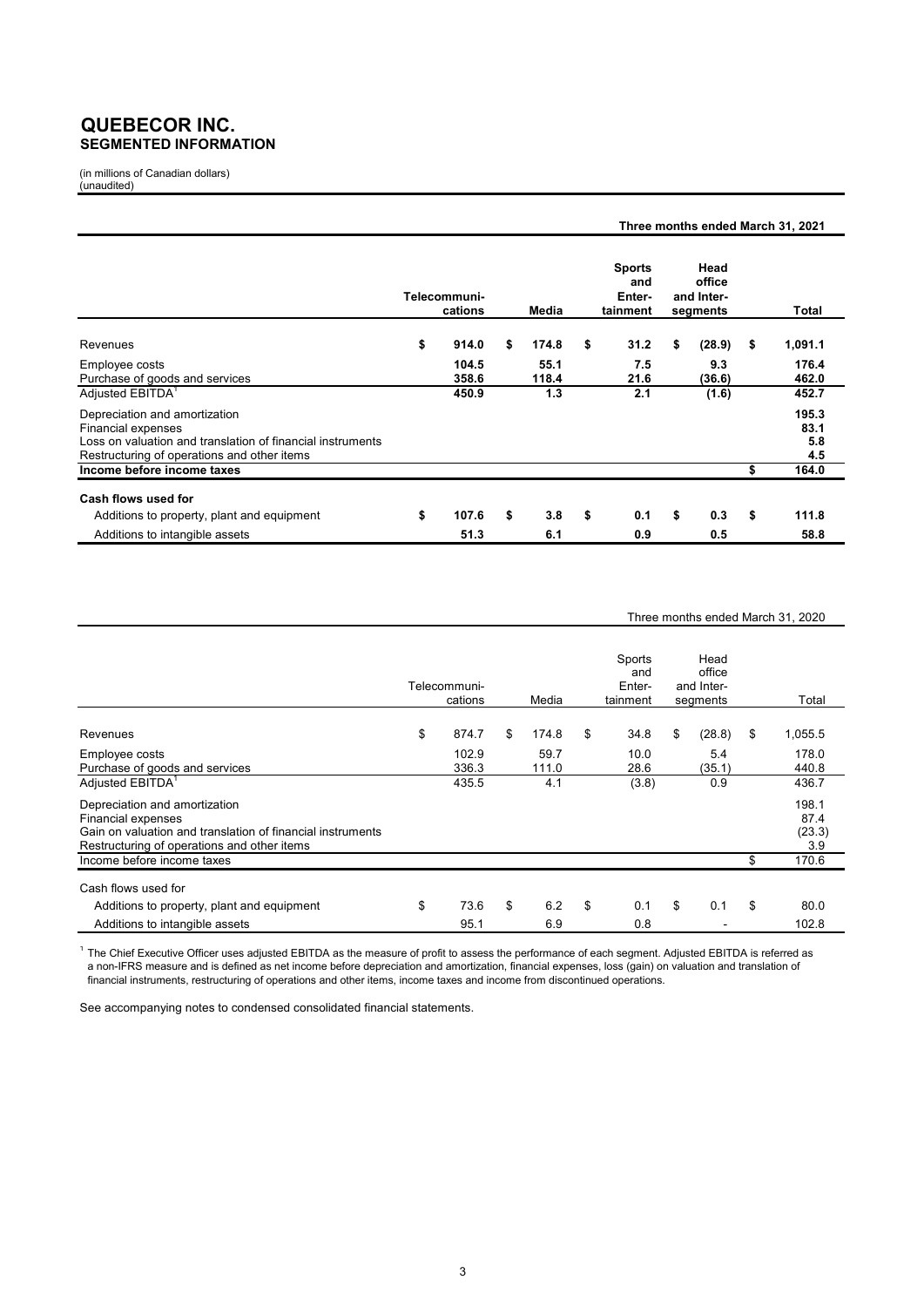# QUEBECOR INC.
## SEGMENTED INFORMATION

(in millions of Canadian dollars)
(unaudited)

**Three months ended March 31, 2021**

| | Telecommuni-cations | Media | Sports and Enter-tainment | Head office and Inter-segments | Total |
|---|---|---|---|---|---|
| Revenues | **$ 914.0** | **$ 174.8** | **$ 31.2** | **$ (28.9)** | **$ 1,091.1** |
| Employee costs | **104.5** | **55.1** | **7.5** | **9.3** | **176.4** |
| Purchase of goods and services | **358.6** | **118.4** | **21.6** | **(36.6)** | **462.0** |
| Adjusted EBITDA[1] | **450.9** | **1.3** | **2.1** | **(1.6)** | **452.7** |
| Depreciation and amortization | | | | | **195.3** |
| Financial expenses | | | | | **83.1** |
| Loss on valuation and translation of financial instruments | | | | | **5.8** |
| Restructuring of operations and other items | | | | | **4.5** |
| **Income before income taxes** | | | | | **$ 164.0** |
| **Cash flows used for** | | | | | |
| Additions to property, plant and equipment | **$ 107.6** | **$ 3.8** | **$ 0.1** | **$ 0.3** | **$ 111.8** |
| Additions to intangible assets | **51.3** | **6.1** | **0.9** | **0.5** | **58.8** |

Three months ended March 31, 2020

| | Telecommuni-cations | Media | Sports and Enter-tainment | Head office and Inter-segments | Total |
|---|---|---|---|---|---|
| Revenues | $ 874.7 | $ 174.8 | $ 34.8 | $ (28.8) | $ 1,055.5 |
| Employee costs | 102.9 | 59.7 | 10.0 | 5.4 | 178.0 |
| Purchase of goods and services | 336.3 | 111.0 | 28.6 | (35.1) | 440.8 |
| Adjusted EBITDA[1] | 435.5 | 4.1 | (3.8) | 0.9 | 436.7 |
| Depreciation and amortization | | | | | 198.1 |
| Financial expenses | | | | | 87.4 |
| Gain on valuation and translation of financial instruments | | | | | (23.3) |
| Restructuring of operations and other items | | | | | 3.9 |
| Income before income taxes | | | | | $ 170.6 |
| Cash flows used for | | | | | |
| Additions to property, plant and equipment | $ 73.6 | $ 6.2 | $ 0.1 | $ 0.1 | $ 80.0 |
| Additions to intangible assets | 95.1 | 6.9 | 0.8 | - | 102.8 |

[1] The Chief Executive Officer uses adjusted EBITDA as the measure of profit to assess the performance of each segment. Adjusted EBITDA is referred as a non-IFRS measure and is defined as net income before depreciation and amortization, financial expenses, loss (gain) on valuation and translation of financial instruments, restructuring of operations and other items, income taxes and income from discontinued operations.

See accompanying notes to condensed consolidated financial statements.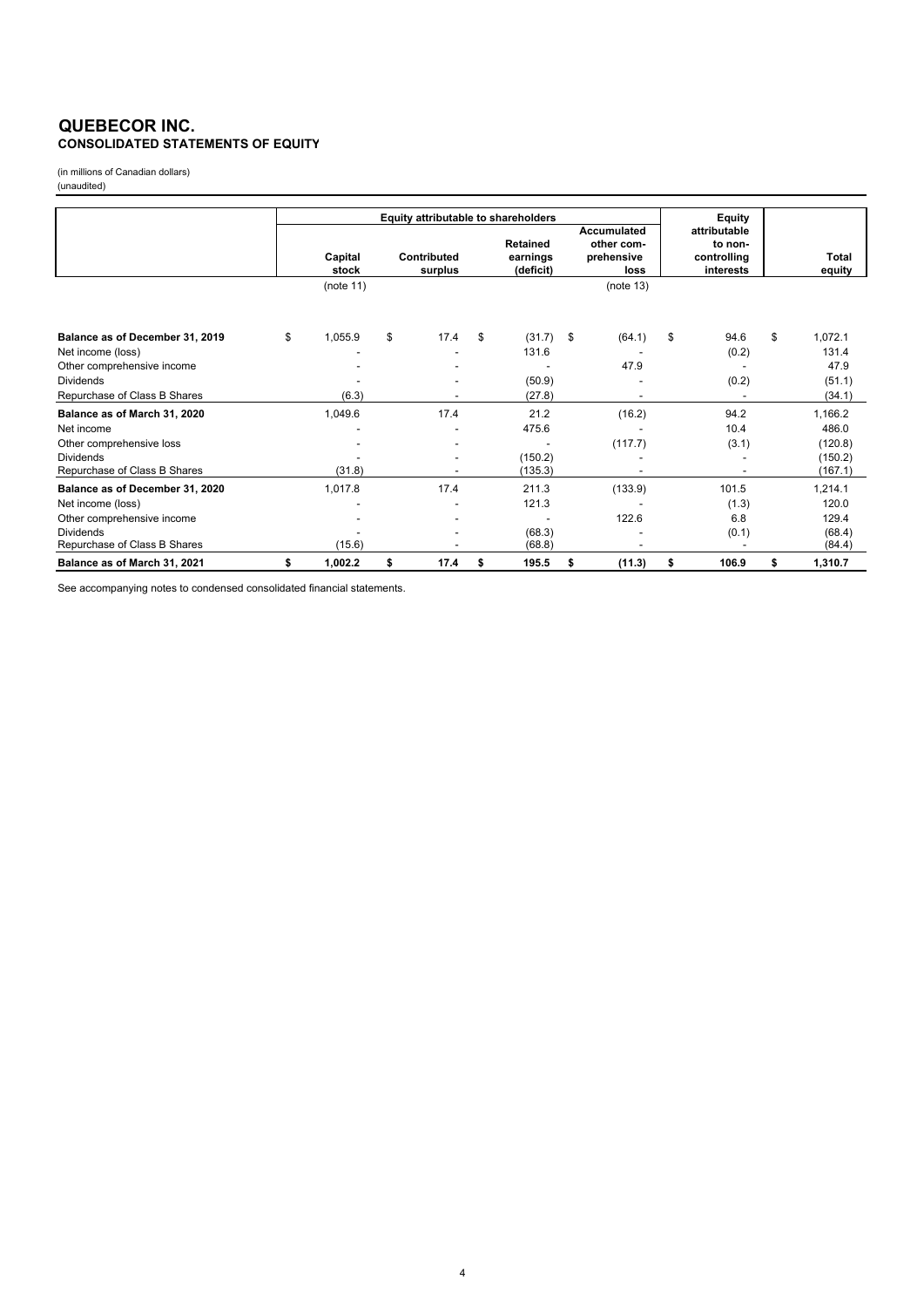# QUEBECOR INC.
## CONSOLIDATED STATEMENTS OF EQUITY

(in millions of Canadian dollars)
(unaudited)

| | Equity attributable to shareholders | | | | Equity attributable to non-controlling interests | Total equity |
|---|---|---|---|---|---|---|
| | Capital stock | Contributed surplus | Retained earnings (deficit) | Accumulated other comprehensive loss | | |
| | (note 11) | | | (note 13) | | |
| **Balance as of December 31, 2019** | $ 1,055.9 | $ 17.4 | $ (31.7) | $ (64.1) | $ 94.6 | $ 1,072.1 |
| Net income (loss) | - | - | 131.6 | - | (0.2) | 131.4 |
| Other comprehensive income | - | - | - | 47.9 | - | 47.9 |
| Dividends | - | - | (50.9) | - | (0.2) | (51.1) |
| Repurchase of Class B Shares | (6.3) | - | (27.8) | - | - | (34.1) |
| **Balance as of March 31, 2020** | 1,049.6 | 17.4 | 21.2 | (16.2) | 94.2 | 1,166.2 |
| Net income | - | - | 475.6 | - | 10.4 | 486.0 |
| Other comprehensive loss | - | - | - | (117.7) | (3.1) | (120.8) |
| Dividends | - | - | (150.2) | - | - | (150.2) |
| Repurchase of Class B Shares | (31.8) | - | (135.3) | - | - | (167.1) |
| **Balance as of December 31, 2020** | 1,017.8 | 17.4 | 211.3 | (133.9) | 101.5 | 1,214.1 |
| Net income (loss) | - | - | 121.3 | - | (1.3) | 120.0 |
| Other comprehensive income | - | - | - | 122.6 | 6.8 | 129.4 |
| Dividends | - | - | (68.3) | - | (0.1) | (68.4) |
| Repurchase of Class B Shares | (15.6) | - | (68.8) | - | - | (84.4) |
| **Balance as of March 31, 2021** | **$ 1,002.2** | **$ 17.4** | **$ 195.5** | **$ (11.3)** | **$ 106.9** | **$ 1,310.7** |

See accompanying notes to condensed consolidated financial statements.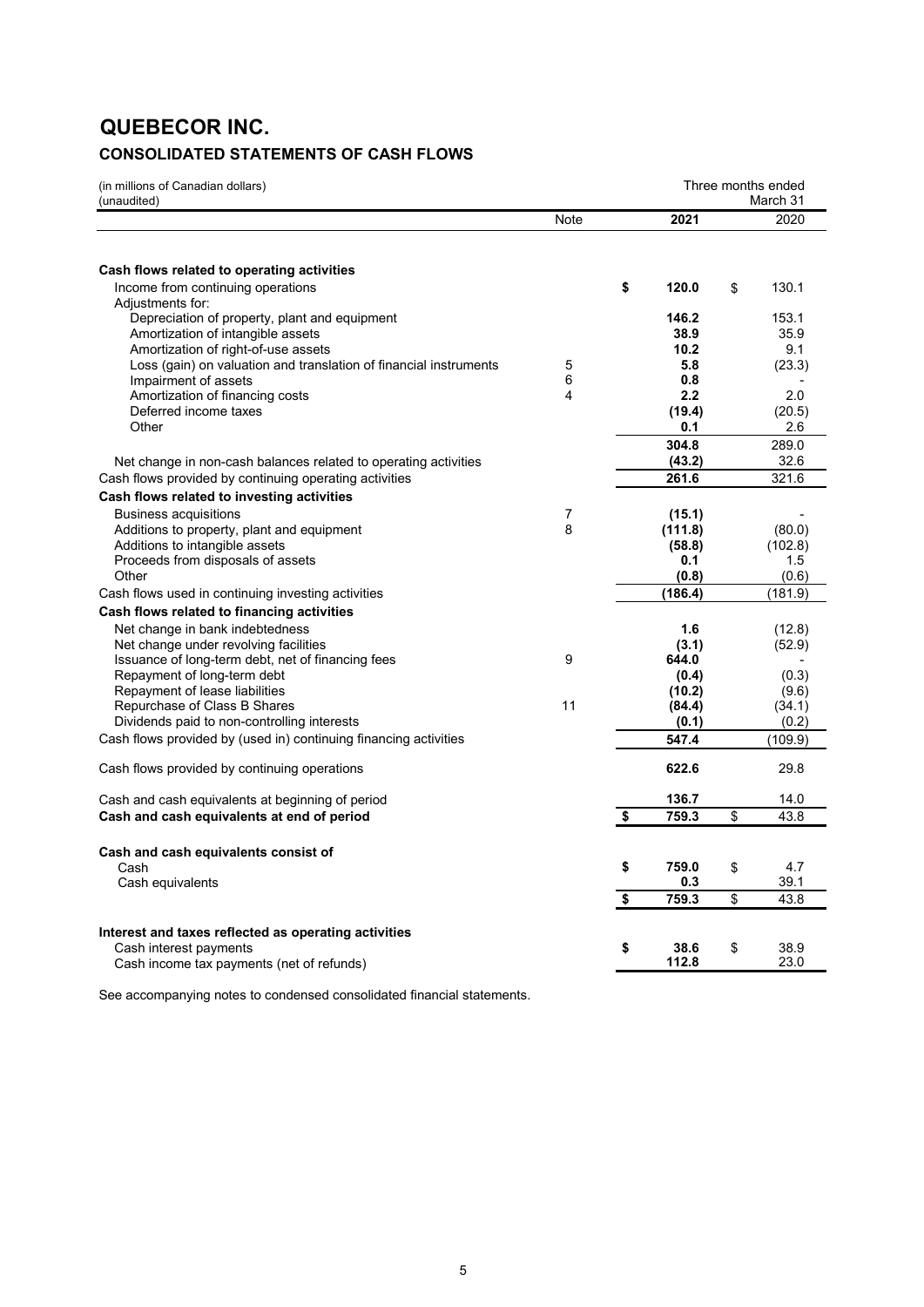# QUEBECOR INC.

## CONSOLIDATED STATEMENTS OF CASH FLOWS

(in millions of Canadian dollars)
(unaudited)

| | Note | Three months ended March 31 2021 | 2020 |
|---|---|---|---|
| **Cash flows related to operating activities** | | | |
| Income from continuing operations | | **$ 120.0** | $ 130.1 |
| Adjustments for: | | | |
| Depreciation of property, plant and equipment | | **146.2** | 153.1 |
| Amortization of intangible assets | | **38.9** | 35.9 |
| Amortization of right-of-use assets | | **10.2** | 9.1 |
| Loss (gain) on valuation and translation of financial instruments | 5 | **5.8** | (23.3) |
| Impairment of assets | 6 | **0.8** | - |
| Amortization of financing costs | 4 | **2.2** | 2.0 |
| Deferred income taxes | | **(19.4)** | (20.5) |
| Other | | **0.1** | 2.6 |
| | | **304.8** | 289.0 |
| Net change in non-cash balances related to operating activities | | **(43.2)** | 32.6 |
| Cash flows provided by continuing operating activities | | **261.6** | 321.6 |
| **Cash flows related to investing activities** | | | |
| Business acquisitions | 7 | **(15.1)** | - |
| Additions to property, plant and equipment | 8 | **(111.8)** | (80.0) |
| Additions to intangible assets | | **(58.8)** | (102.8) |
| Proceeds from disposals of assets | | **0.1** | 1.5 |
| Other | | **(0.8)** | (0.6) |
| Cash flows used in continuing investing activities | | **(186.4)** | (181.9) |
| **Cash flows related to financing activities** | | | |
| Net change in bank indebtedness | | **1.6** | (12.8) |
| Net change under revolving facilities | | **(3.1)** | (52.9) |
| Issuance of long-term debt, net of financing fees | 9 | **644.0** | - |
| Repayment of long-term debt | | **(0.4)** | (0.3) |
| Repayment of lease liabilities | | **(10.2)** | (9.6) |
| Repurchase of Class B Shares | 11 | **(84.4)** | (34.1) |
| Dividends paid to non-controlling interests | | **(0.1)** | (0.2) |
| Cash flows provided by (used in) continuing financing activities | | **547.4** | (109.9) |
| Cash flows provided by continuing operations | | **622.6** | 29.8 |
| Cash and cash equivalents at beginning of period | | **136.7** | 14.0 |
| **Cash and cash equivalents at end of period** | | **$ 759.3** | $ 43.8 |
| **Cash and cash equivalents consist of** | | | |
| Cash | | **$ 759.0** | $ 4.7 |
| Cash equivalents | | **0.3** | 39.1 |
| | | **$ 759.3** | $ 43.8 |
| **Interest and taxes reflected as operating activities** | | | |
| Cash interest payments | | **$ 38.6** | $ 38.9 |
| Cash income tax payments (net of refunds) | | **112.8** | 23.0 |

See accompanying notes to condensed consolidated financial statements.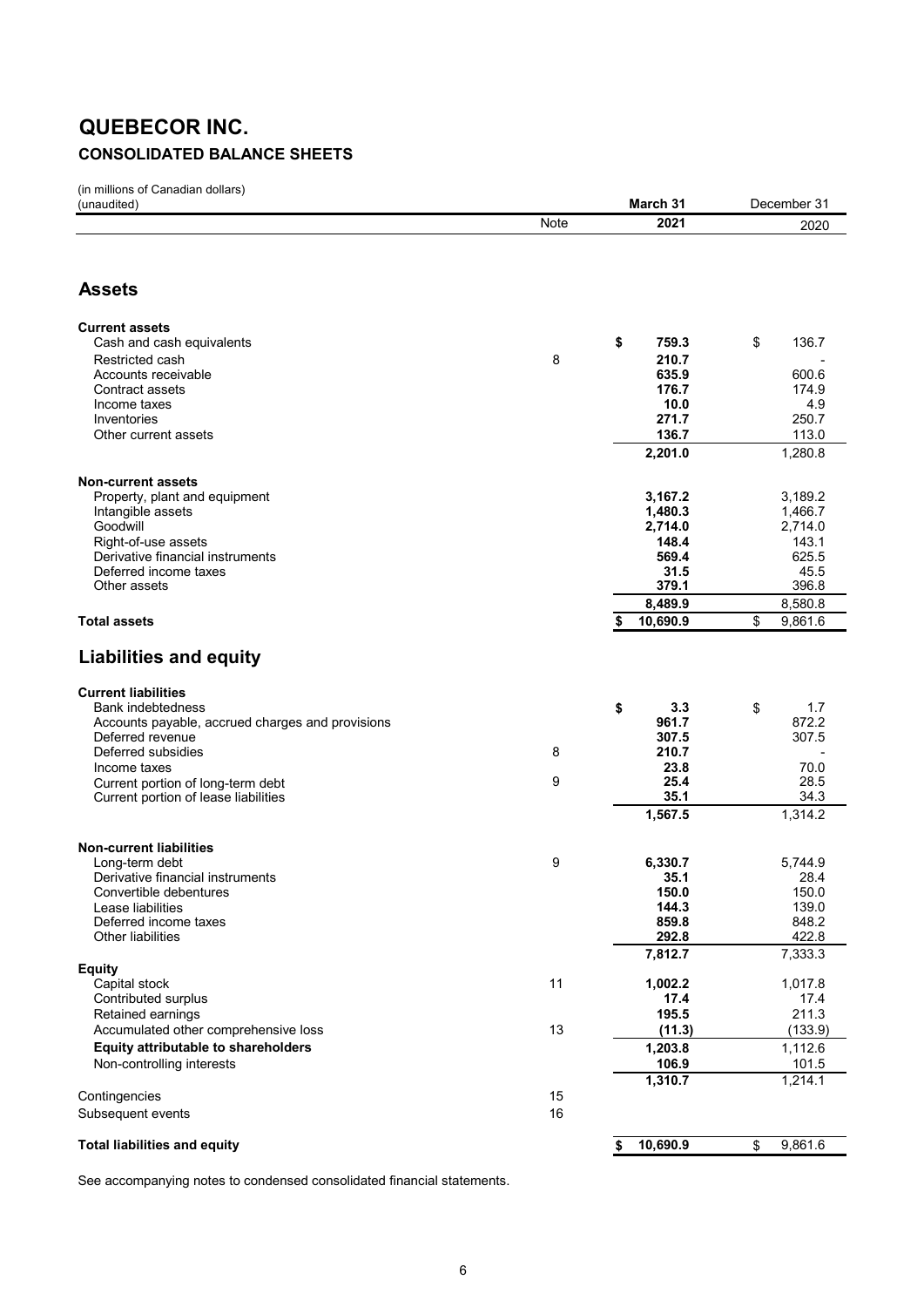# QUEBECOR INC.

## CONSOLIDATED BALANCE SHEETS

(in millions of Canadian dollars)
(unaudited)

| | Note | March 31 2021 | December 31 2020 |
|---|---|---|---|
| **Assets** | | | |
| **Current assets** | | | |
| Cash and cash equivalents | | $ 759.3 | $ 136.7 |
| Restricted cash | 8 | 210.7 | - |
| Accounts receivable | | 635.9 | 600.6 |
| Contract assets | | 176.7 | 174.9 |
| Income taxes | | 10.0 | 4.9 |
| Inventories | | 271.7 | 250.7 |
| Other current assets | | 136.7 | 113.0 |
| | | 2,201.0 | 1,280.8 |
| **Non-current assets** | | | |
| Property, plant and equipment | | 3,167.2 | 3,189.2 |
| Intangible assets | | 1,480.3 | 1,466.7 |
| Goodwill | | 2,714.0 | 2,714.0 |
| Right-of-use assets | | 148.4 | 143.1 |
| Derivative financial instruments | | 569.4 | 625.5 |
| Deferred income taxes | | 31.5 | 45.5 |
| Other assets | | 379.1 | 396.8 |
| | | 8,489.9 | 8,580.8 |
| **Total assets** | | $ 10,690.9 | $ 9,861.6 |
| **Liabilities and equity** | | | |
| **Current liabilities** | | | |
| Bank indebtedness | | $ 3.3 | $ 1.7 |
| Accounts payable, accrued charges and provisions | | 961.7 | 872.2 |
| Deferred revenue | | 307.5 | 307.5 |
| Deferred subsidies | 8 | 210.7 | - |
| Income taxes | | 23.8 | 70.0 |
| Current portion of long-term debt | 9 | 25.4 | 28.5 |
| Current portion of lease liabilities | | 35.1 | 34.3 |
| | | 1,567.5 | 1,314.2 |
| **Non-current liabilities** | | | |
| Long-term debt | 9 | 6,330.7 | 5,744.9 |
| Derivative financial instruments | | 35.1 | 28.4 |
| Convertible debentures | | 150.0 | 150.0 |
| Lease liabilities | | 144.3 | 139.0 |
| Deferred income taxes | | 859.8 | 848.2 |
| Other liabilities | | 292.8 | 422.8 |
| | | 7,812.7 | 7,333.3 |
| **Equity** | | | |
| Capital stock | 11 | 1,002.2 | 1,017.8 |
| Contributed surplus | | 17.4 | 17.4 |
| Retained earnings | | 195.5 | 211.3 |
| Accumulated other comprehensive loss | 13 | (11.3) | (133.9) |
| **Equity attributable to shareholders** | | 1,203.8 | 1,112.6 |
| Non-controlling interests | | 106.9 | 101.5 |
| | | 1,310.7 | 1,214.1 |
| Contingencies | 15 | | |
| Subsequent events | 16 | | |
| **Total liabilities and equity** | | $ 10,690.9 | $ 9,861.6 |

See accompanying notes to condensed consolidated financial statements.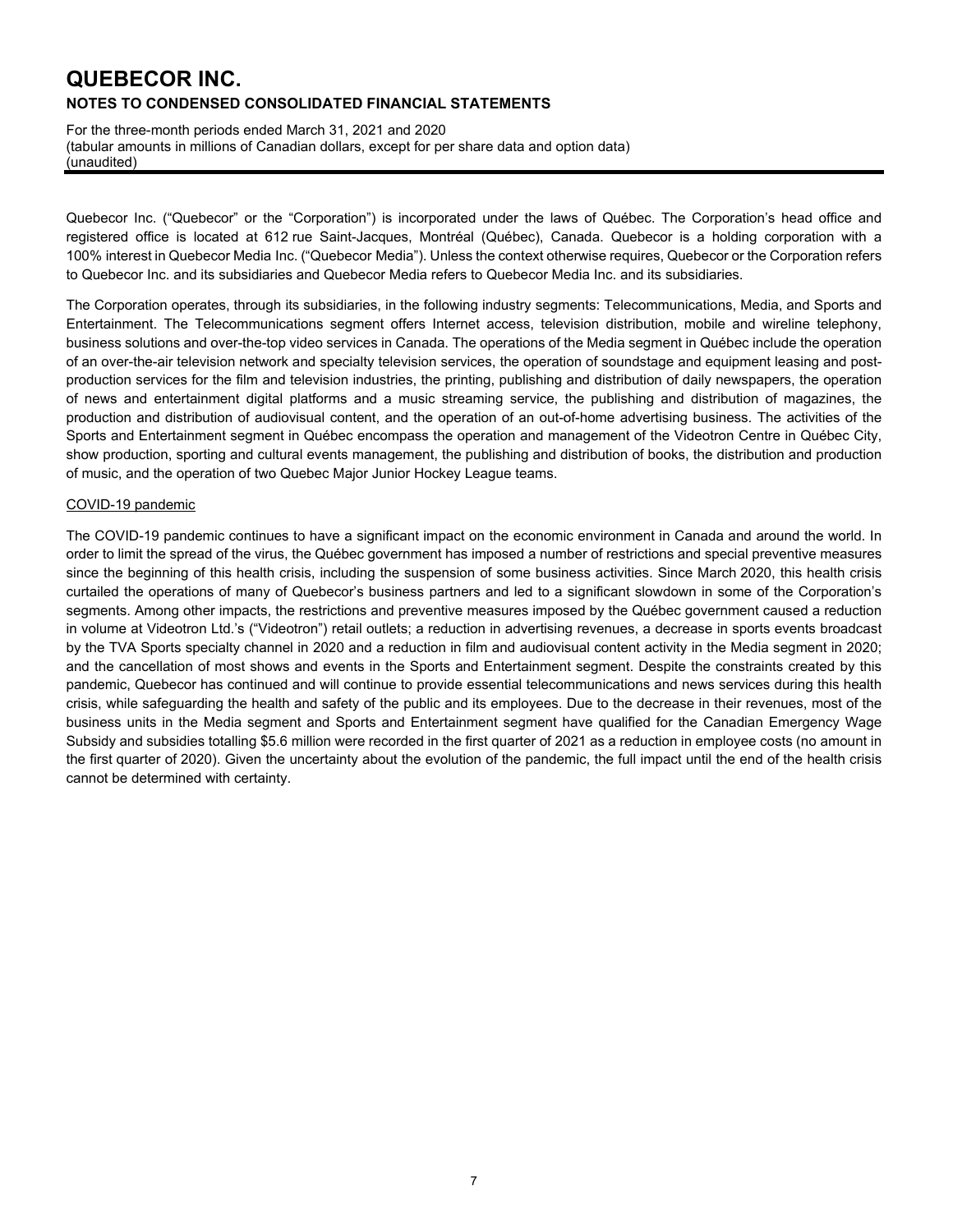# QUEBECOR INC.

## NOTES TO CONDENSED CONSOLIDATED FINANCIAL STATEMENTS

For the three-month periods ended March 31, 2021 and 2020
(tabular amounts in millions of Canadian dollars, except for per share data and option data)
(unaudited)

Quebecor Inc. ("Quebecor" or the "Corporation") is incorporated under the laws of Québec. The Corporation's head office and registered office is located at 612 rue Saint-Jacques, Montréal (Québec), Canada. Quebecor is a holding corporation with a 100% interest in Quebecor Media Inc. ("Quebecor Media"). Unless the context otherwise requires, Quebecor or the Corporation refers to Quebecor Inc. and its subsidiaries and Quebecor Media refers to Quebecor Media Inc. and its subsidiaries.

The Corporation operates, through its subsidiaries, in the following industry segments: Telecommunications, Media, and Sports and Entertainment. The Telecommunications segment offers Internet access, television distribution, mobile and wireline telephony, business solutions and over-the-top video services in Canada. The operations of the Media segment in Québec include the operation of an over-the-air television network and specialty television services, the operation of soundstage and equipment leasing and post-production services for the film and television industries, the printing, publishing and distribution of daily newspapers, the operation of news and entertainment digital platforms and a music streaming service, the publishing and distribution of magazines, the production and distribution of audiovisual content, and the operation of an out-of-home advertising business. The activities of the Sports and Entertainment segment in Québec encompass the operation and management of the Videotron Centre in Québec City, show production, sporting and cultural events management, the publishing and distribution of books, the distribution and production of music, and the operation of two Quebec Major Junior Hockey League teams.

COVID-19 pandemic

The COVID-19 pandemic continues to have a significant impact on the economic environment in Canada and around the world. In order to limit the spread of the virus, the Québec government has imposed a number of restrictions and special preventive measures since the beginning of this health crisis, including the suspension of some business activities. Since March 2020, this health crisis curtailed the operations of many of Quebecor's business partners and led to a significant slowdown in some of the Corporation's segments. Among other impacts, the restrictions and preventive measures imposed by the Québec government caused a reduction in volume at Videotron Ltd.'s ("Videotron") retail outlets; a reduction in advertising revenues, a decrease in sports events broadcast by the TVA Sports specialty channel in 2020 and a reduction in film and audiovisual content activity in the Media segment in 2020; and the cancellation of most shows and events in the Sports and Entertainment segment. Despite the constraints created by this pandemic, Quebecor has continued and will continue to provide essential telecommunications and news services during this health crisis, while safeguarding the health and safety of the public and its employees. Due to the decrease in their revenues, most of the business units in the Media segment and Sports and Entertainment segment have qualified for the Canadian Emergency Wage Subsidy and subsidies totalling $5.6 million were recorded in the first quarter of 2021 as a reduction in employee costs (no amount in the first quarter of 2020). Given the uncertainty about the evolution of the pandemic, the full impact until the end of the health crisis cannot be determined with certainty.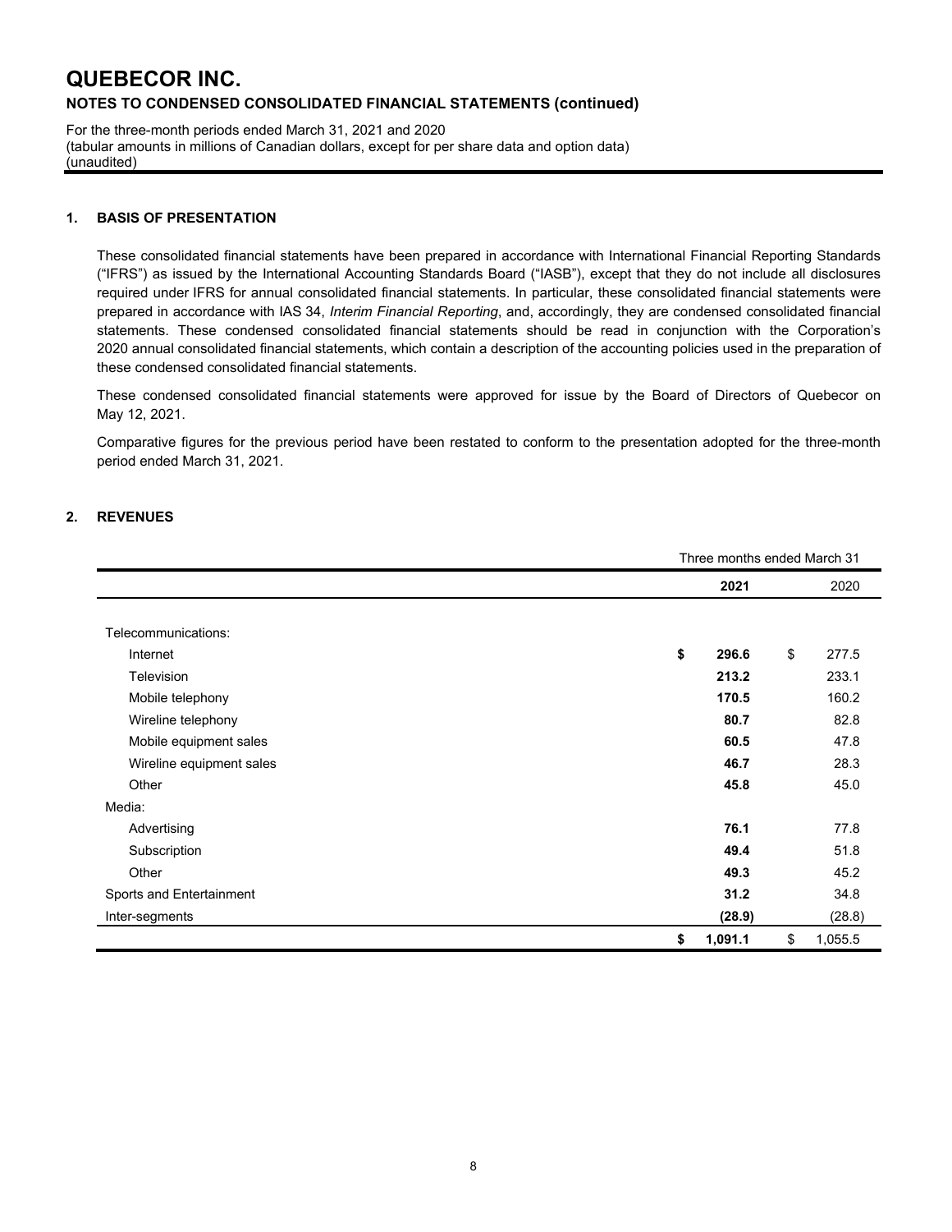# QUEBECOR INC.

**NOTES TO CONDENSED CONSOLIDATED FINANCIAL STATEMENTS (continued)**

For the three-month periods ended March 31, 2021 and 2020
(tabular amounts in millions of Canadian dollars, except for per share data and option data)
(unaudited)

## 1. BASIS OF PRESENTATION

These consolidated financial statements have been prepared in accordance with International Financial Reporting Standards ("IFRS") as issued by the International Accounting Standards Board ("IASB"), except that they do not include all disclosures required under IFRS for annual consolidated financial statements. In particular, these consolidated financial statements were prepared in accordance with IAS 34, *Interim Financial Reporting*, and, accordingly, they are condensed consolidated financial statements. These condensed consolidated financial statements should be read in conjunction with the Corporation's 2020 annual consolidated financial statements, which contain a description of the accounting policies used in the preparation of these condensed consolidated financial statements.

These condensed consolidated financial statements were approved for issue by the Board of Directors of Quebecor on May 12, 2021.

Comparative figures for the previous period have been restated to conform to the presentation adopted for the three-month period ended March 31, 2021.

## 2. REVENUES

| | Three months ended March 31 | |
|---|---|---|
| | **2021** | 2020 |
| Telecommunications: | | |
| Internet | **$ 296.6** | $ 277.5 |
| Television | **213.2** | 233.1 |
| Mobile telephony | **170.5** | 160.2 |
| Wireline telephony | **80.7** | 82.8 |
| Mobile equipment sales | **60.5** | 47.8 |
| Wireline equipment sales | **46.7** | 28.3 |
| Other | **45.8** | 45.0 |
| Media: | | |
| Advertising | **76.1** | 77.8 |
| Subscription | **49.4** | 51.8 |
| Other | **49.3** | 45.2 |
| Sports and Entertainment | **31.2** | 34.8 |
| Inter-segments | **(28.9)** | (28.8) |
| | **$ 1,091.1** | $ 1,055.5 |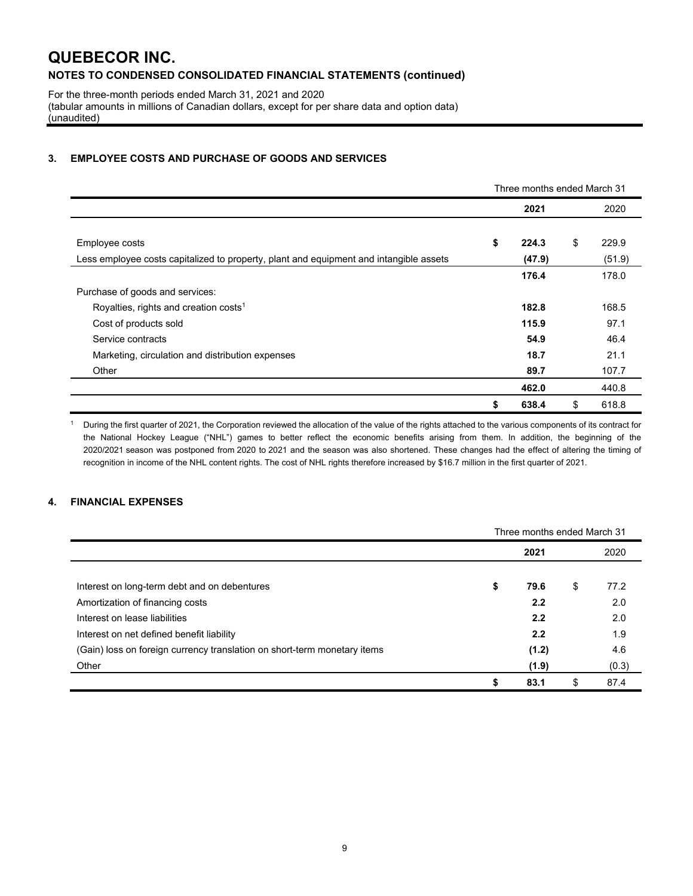# QUEBECOR INC.

## NOTES TO CONDENSED CONSOLIDATED FINANCIAL STATEMENTS (continued)

For the three-month periods ended March 31, 2021 and 2020
(tabular amounts in millions of Canadian dollars, except for per share data and option data)
(unaudited)

### 3. EMPLOYEE COSTS AND PURCHASE OF GOODS AND SERVICES

| | Three months ended March 31 | |
|---|---|---|
| | **2021** | 2020 |
| Employee costs | **$ 224.3** | $ 229.9 |
| Less employee costs capitalized to property, plant and equipment and intangible assets | **(47.9)** | (51.9) |
| | **176.4** | 178.0 |
| Purchase of goods and services: | | |
| Royalties, rights and creation costs[1] | **182.8** | 168.5 |
| Cost of products sold | **115.9** | 97.1 |
| Service contracts | **54.9** | 46.4 |
| Marketing, circulation and distribution expenses | **18.7** | 21.1 |
| Other | **89.7** | 107.7 |
| | **462.0** | 440.8 |
| | **$ 638.4** | $ 618.8 |

[1] During the first quarter of 2021, the Corporation reviewed the allocation of the value of the rights attached to the various components of its contract for the National Hockey League ("NHL") games to better reflect the economic benefits arising from them. In addition, the beginning of the 2020/2021 season was postponed from 2020 to 2021 and the season was also shortened. These changes had the effect of altering the timing of recognition in income of the NHL content rights. The cost of NHL rights therefore increased by $16.7 million in the first quarter of 2021.

### 4. FINANCIAL EXPENSES

| | Three months ended March 31 | |
|---|---|---|
| | **2021** | 2020 |
| Interest on long-term debt and on debentures | **$ 79.6** | $ 77.2 |
| Amortization of financing costs | **2.2** | 2.0 |
| Interest on lease liabilities | **2.2** | 2.0 |
| Interest on net defined benefit liability | **2.2** | 1.9 |
| (Gain) loss on foreign currency translation on short-term monetary items | **(1.2)** | 4.6 |
| Other | **(1.9)** | (0.3) |
| | **$ 83.1** | $ 87.4 |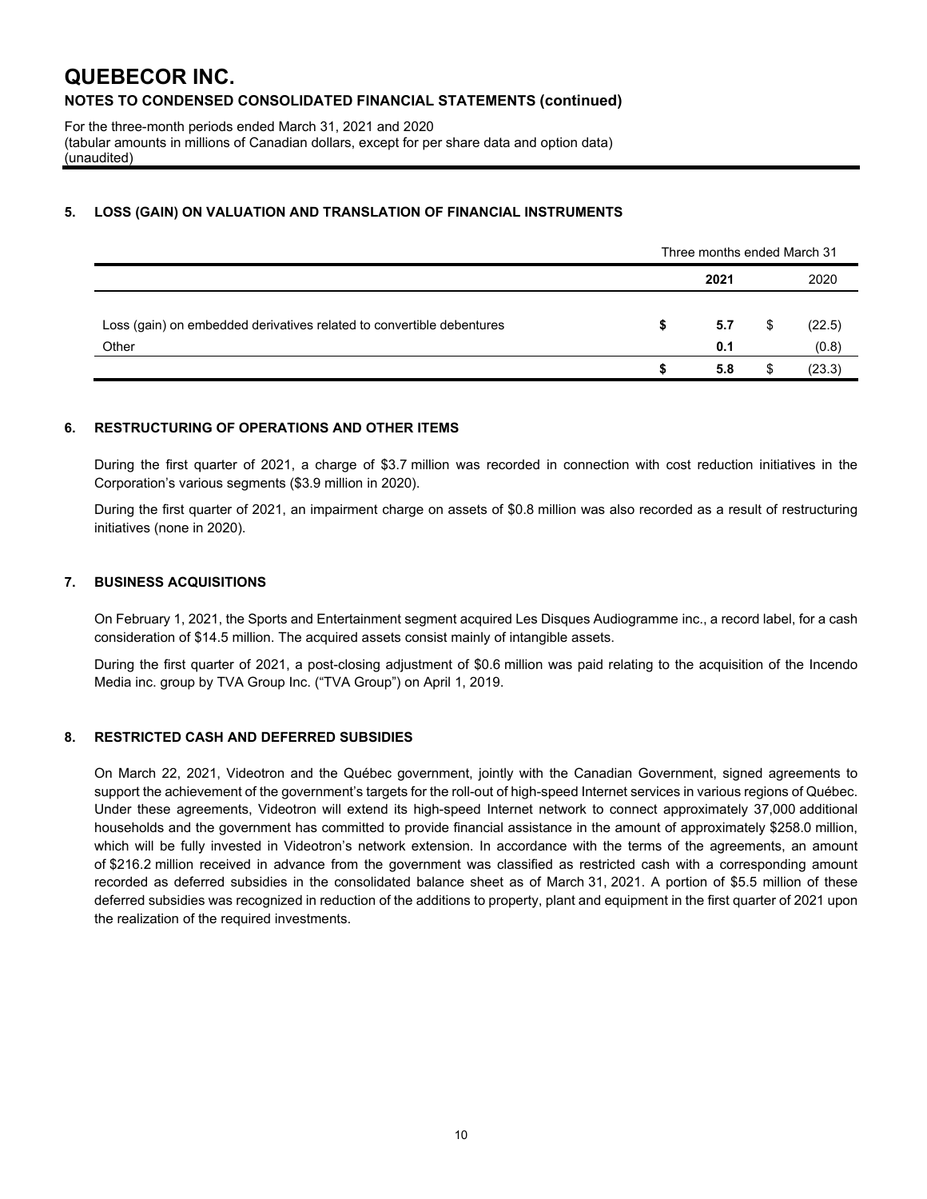# QUEBECOR INC.

## NOTES TO CONDENSED CONSOLIDATED FINANCIAL STATEMENTS (continued)

For the three-month periods ended March 31, 2021 and 2020
(tabular amounts in millions of Canadian dollars, except for per share data and option data)
(unaudited)

### 5. LOSS (GAIN) ON VALUATION AND TRANSLATION OF FINANCIAL INSTRUMENTS

| | Three months ended March 31 | |
|---|---|---|
| | **2021** | 2020 |
| Loss (gain) on embedded derivatives related to convertible debentures | **$ 5.7** | $ (22.5) |
| Other | **0.1** | (0.8) |
| | **$ 5.8** | $ (23.3) |

### 6. RESTRUCTURING OF OPERATIONS AND OTHER ITEMS

During the first quarter of 2021, a charge of $3.7 million was recorded in connection with cost reduction initiatives in the Corporation's various segments ($3.9 million in 2020).

During the first quarter of 2021, an impairment charge on assets of $0.8 million was also recorded as a result of restructuring initiatives (none in 2020).

### 7. BUSINESS ACQUISITIONS

On February 1, 2021, the Sports and Entertainment segment acquired Les Disques Audiogramme inc., a record label, for a cash consideration of $14.5 million. The acquired assets consist mainly of intangible assets.

During the first quarter of 2021, a post-closing adjustment of $0.6 million was paid relating to the acquisition of the Incendo Media inc. group by TVA Group Inc. ("TVA Group") on April 1, 2019.

### 8. RESTRICTED CASH AND DEFERRED SUBSIDIES

On March 22, 2021, Videotron and the Québec government, jointly with the Canadian Government, signed agreements to support the achievement of the government's targets for the roll-out of high-speed Internet services in various regions of Québec. Under these agreements, Videotron will extend its high-speed Internet network to connect approximately 37,000 additional households and the government has committed to provide financial assistance in the amount of approximately $258.0 million, which will be fully invested in Videotron's network extension. In accordance with the terms of the agreements, an amount of $216.2 million received in advance from the government was classified as restricted cash with a corresponding amount recorded as deferred subsidies in the consolidated balance sheet as of March 31, 2021. A portion of $5.5 million of these deferred subsidies was recognized in reduction of the additions to property, plant and equipment in the first quarter of 2021 upon the realization of the required investments.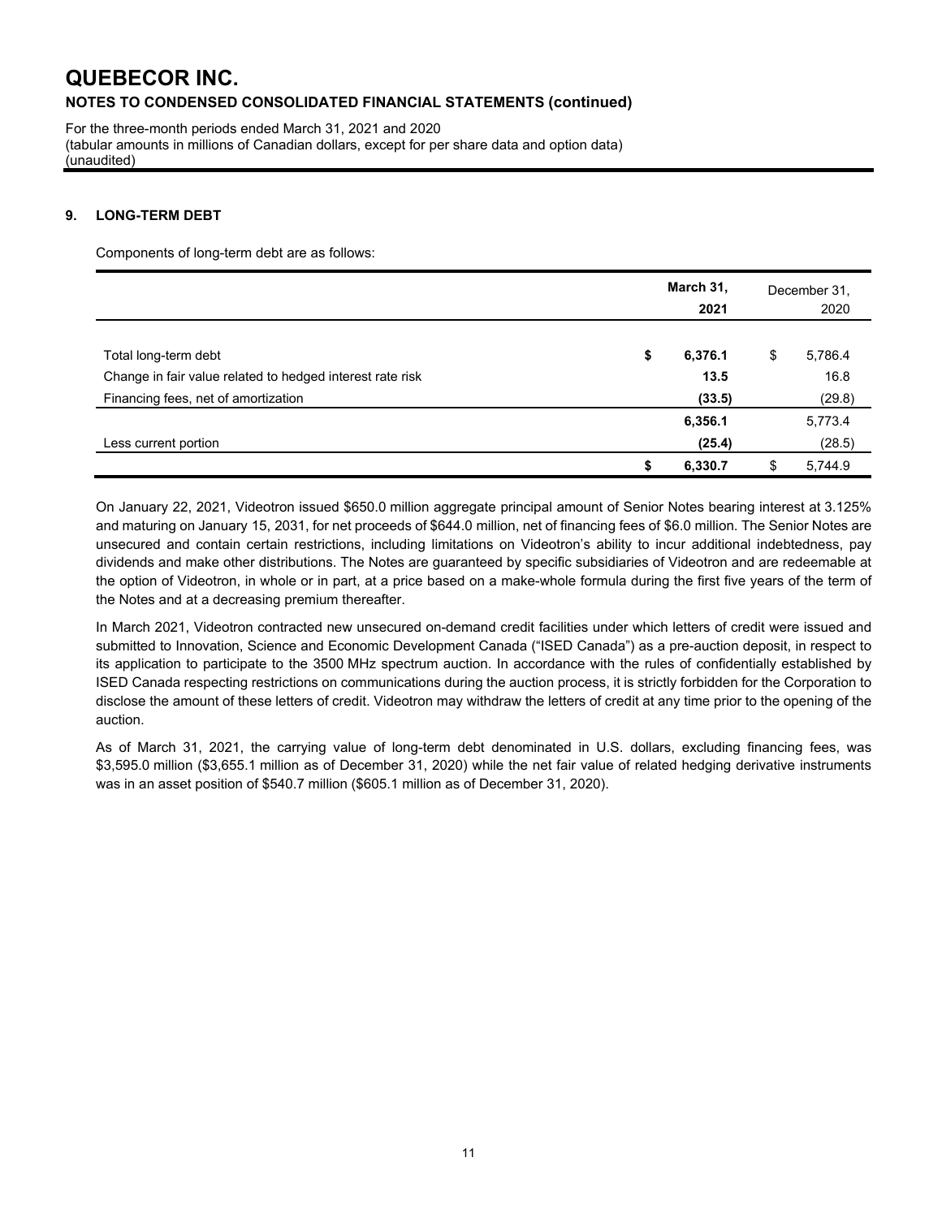## 9. LONG-TERM DEBT

Components of long-term debt are as follows:

| | March 31, 2021 | December 31, 2020 |
|---|---|---|
| Total long-term debt | **$ 6,376.1** | $ 5,786.4 |
| Change in fair value related to hedged interest rate risk | **13.5** | 16.8 |
| Financing fees, net of amortization | **(33.5)** | (29.8) |
| | **6,356.1** | 5,773.4 |
| Less current portion | **(25.4)** | (28.5) |
| | **$ 6,330.7** | $ 5,744.9 |

On January 22, 2021, Videotron issued $650.0 million aggregate principal amount of Senior Notes bearing interest at 3.125% and maturing on January 15, 2031, for net proceeds of $644.0 million, net of financing fees of $6.0 million. The Senior Notes are unsecured and contain certain restrictions, including limitations on Videotron's ability to incur additional indebtedness, pay dividends and make other distributions. The Notes are guaranteed by specific subsidiaries of Videotron and are redeemable at the option of Videotron, in whole or in part, at a price based on a make-whole formula during the first five years of the term of the Notes and at a decreasing premium thereafter.

In March 2021, Videotron contracted new unsecured on-demand credit facilities under which letters of credit were issued and submitted to Innovation, Science and Economic Development Canada ("ISED Canada") as a pre-auction deposit, in respect to its application to participate to the 3500 MHz spectrum auction. In accordance with the rules of confidentially established by ISED Canada respecting restrictions on communications during the auction process, it is strictly forbidden for the Corporation to disclose the amount of these letters of credit. Videotron may withdraw the letters of credit at any time prior to the opening of the auction.

As of March 31, 2021, the carrying value of long-term debt denominated in U.S. dollars, excluding financing fees, was $3,595.0 million ($3,655.1 million as of December 31, 2020) while the net fair value of related hedging derivative instruments was in an asset position of $540.7 million ($605.1 million as of December 31, 2020).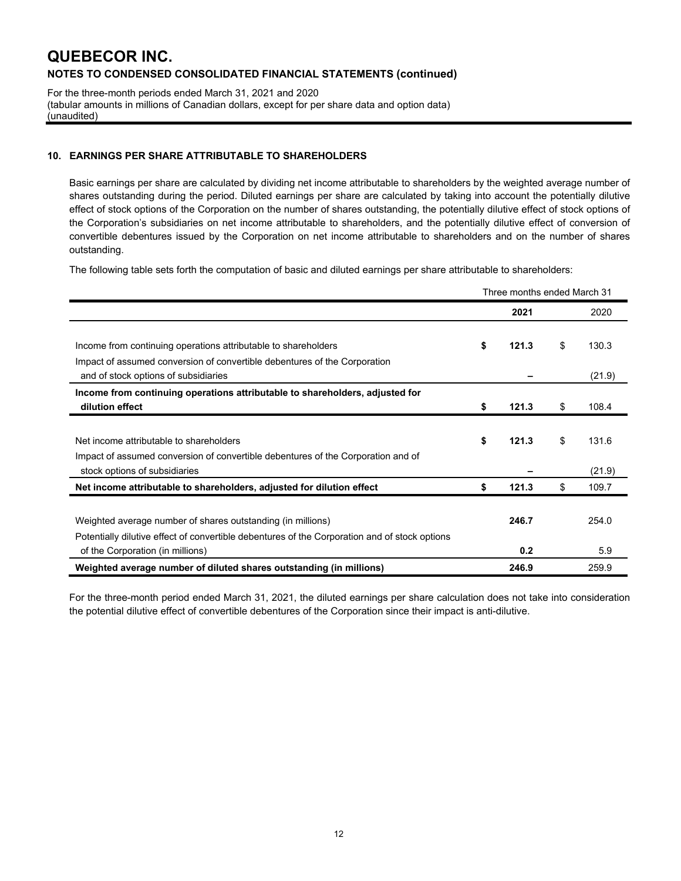# QUEBECOR INC.

**NOTES TO CONDENSED CONSOLIDATED FINANCIAL STATEMENTS (continued)**

For the three-month periods ended March 31, 2021 and 2020
(tabular amounts in millions of Canadian dollars, except for per share data and option data)
(unaudited)

## 10. EARNINGS PER SHARE ATTRIBUTABLE TO SHAREHOLDERS

Basic earnings per share are calculated by dividing net income attributable to shareholders by the weighted average number of shares outstanding during the period. Diluted earnings per share are calculated by taking into account the potentially dilutive effect of stock options of the Corporation on the number of shares outstanding, the potentially dilutive effect of stock options of the Corporation's subsidiaries on net income attributable to shareholders, and the potentially dilutive effect of conversion of convertible debentures issued by the Corporation on net income attributable to shareholders and on the number of shares outstanding.

The following table sets forth the computation of basic and diluted earnings per share attributable to shareholders:

| | Three months ended March 31 | |
|---|---|---|
| | **2021** | 2020 |
| Income from continuing operations attributable to shareholders | **$ 121.3** | $ 130.3 |
| Impact of assumed conversion of convertible debentures of the Corporation and of stock options of subsidiaries | **–** | (21.9) |
| **Income from continuing operations attributable to shareholders, adjusted for dilution effect** | **$ 121.3** | $ 108.4 |
| Net income attributable to shareholders | **$ 121.3** | $ 131.6 |
| Impact of assumed conversion of convertible debentures of the Corporation and of stock options of subsidiaries | **–** | (21.9) |
| **Net income attributable to shareholders, adjusted for dilution effect** | **$ 121.3** | $ 109.7 |
| Weighted average number of shares outstanding (in millions) | **246.7** | 254.0 |
| Potentially dilutive effect of convertible debentures of the Corporation and of stock options of the Corporation (in millions) | **0.2** | 5.9 |
| **Weighted average number of diluted shares outstanding (in millions)** | **246.9** | 259.9 |

For the three-month period ended March 31, 2021, the diluted earnings per share calculation does not take into consideration the potential dilutive effect of convertible debentures of the Corporation since their impact is anti-dilutive.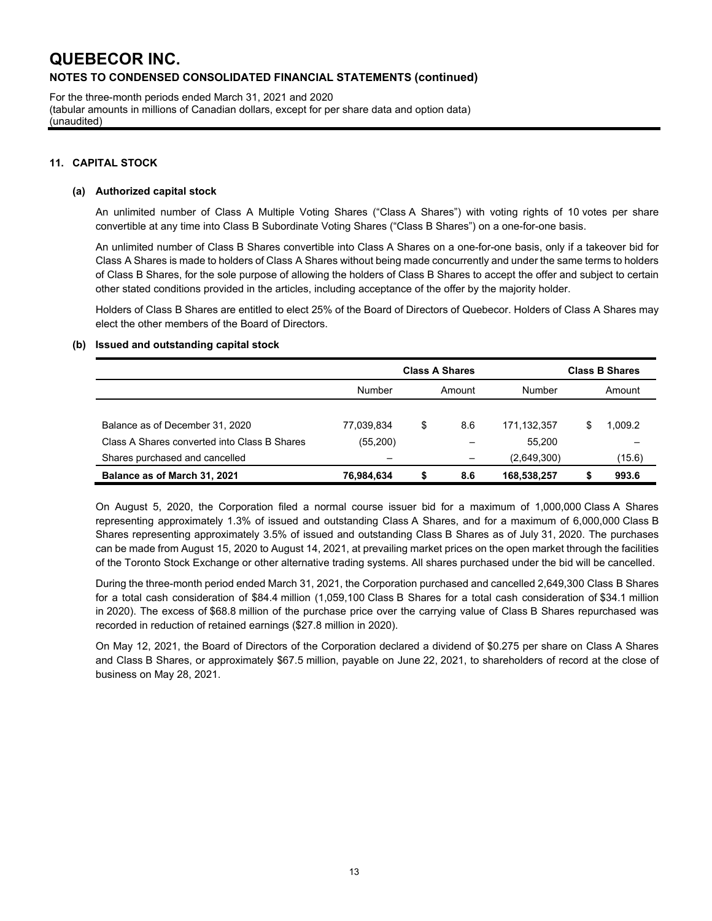# QUEBECOR INC.

## NOTES TO CONDENSED CONSOLIDATED FINANCIAL STATEMENTS (continued)

For the three-month periods ended March 31, 2021 and 2020
(tabular amounts in millions of Canadian dollars, except for per share data and option data)
(unaudited)

### 11. CAPITAL STOCK

#### (a) Authorized capital stock

An unlimited number of Class A Multiple Voting Shares ("Class A Shares") with voting rights of 10 votes per share convertible at any time into Class B Subordinate Voting Shares ("Class B Shares") on a one-for-one basis.

An unlimited number of Class B Shares convertible into Class A Shares on a one-for-one basis, only if a takeover bid for Class A Shares is made to holders of Class A Shares without being made concurrently and under the same terms to holders of Class B Shares, for the sole purpose of allowing the holders of Class B Shares to accept the offer and subject to certain other stated conditions provided in the articles, including acceptance of the offer by the majority holder.

Holders of Class B Shares are entitled to elect 25% of the Board of Directors of Quebecor. Holders of Class A Shares may elect the other members of the Board of Directors.

#### (b) Issued and outstanding capital stock

| | Class A Shares | | Class B Shares | |
|---|---|---|---|---|
| | Number | Amount | Number | Amount |
| Balance as of December 31, 2020 | 77,039,834 | $ 8.6 | 171,132,357 | $ 1,009.2 |
| Class A Shares converted into Class B Shares | (55,200) | – | 55,200 | – |
| Shares purchased and cancelled | – | – | (2,649,300) | (15.6) |
| **Balance as of March 31, 2021** | **76,984,634** | **$ 8.6** | **168,538,257** | **$ 993.6** |

On August 5, 2020, the Corporation filed a normal course issuer bid for a maximum of 1,000,000 Class A Shares representing approximately 1.3% of issued and outstanding Class A Shares, and for a maximum of 6,000,000 Class B Shares representing approximately 3.5% of issued and outstanding Class B Shares as of July 31, 2020. The purchases can be made from August 15, 2020 to August 14, 2021, at prevailing market prices on the open market through the facilities of the Toronto Stock Exchange or other alternative trading systems. All shares purchased under the bid will be cancelled.

During the three-month period ended March 31, 2021, the Corporation purchased and cancelled 2,649,300 Class B Shares for a total cash consideration of $84.4 million (1,059,100 Class B Shares for a total cash consideration of $34.1 million in 2020). The excess of $68.8 million of the purchase price over the carrying value of Class B Shares repurchased was recorded in reduction of retained earnings ($27.8 million in 2020).

On May 12, 2021, the Board of Directors of the Corporation declared a dividend of $0.275 per share on Class A Shares and Class B Shares, or approximately $67.5 million, payable on June 22, 2021, to shareholders of record at the close of business on May 28, 2021.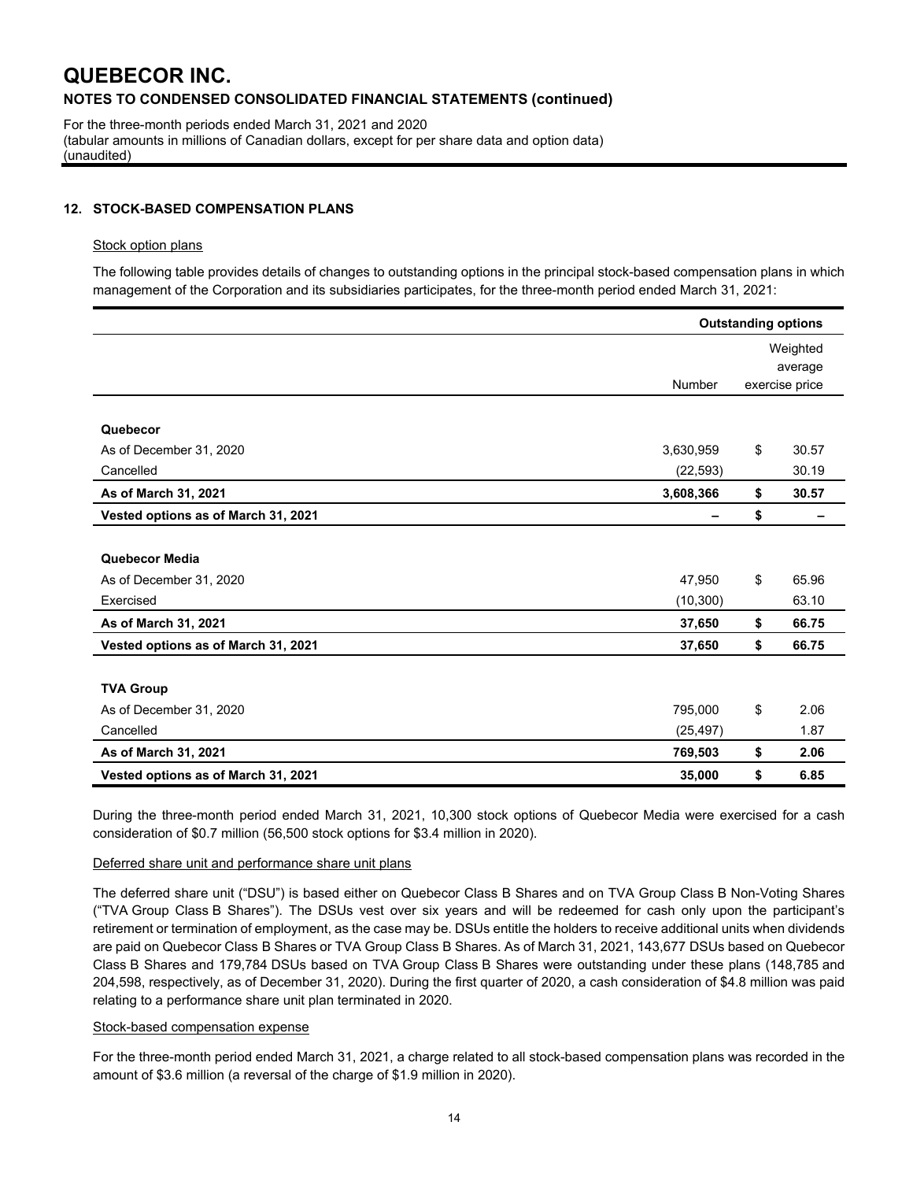# QUEBECOR INC.

## NOTES TO CONDENSED CONSOLIDATED FINANCIAL STATEMENTS (continued)

For the three-month periods ended March 31, 2021 and 2020
(tabular amounts in millions of Canadian dollars, except for per share data and option data)
(unaudited)

### 12. STOCK-BASED COMPENSATION PLANS

Stock option plans

The following table provides details of changes to outstanding options in the principal stock-based compensation plans in which management of the Corporation and its subsidiaries participates, for the three-month period ended March 31, 2021:

| | Outstanding options | |
|---|---|---|
| | Number | Weighted average exercise price |
| **Quebecor** | | |
| As of December 31, 2020 | 3,630,959 | $ 30.57 |
| Cancelled | (22,593) | 30.19 |
| **As of March 31, 2021** | **3,608,366** | **$ 30.57** |
| **Vested options as of March 31, 2021** | **–** | **$ –** |
| **Quebecor Media** | | |
| As of December 31, 2020 | 47,950 | $ 65.96 |
| Exercised | (10,300) | 63.10 |
| **As of March 31, 2021** | **37,650** | **$ 66.75** |
| **Vested options as of March 31, 2021** | **37,650** | **$ 66.75** |
| **TVA Group** | | |
| As of December 31, 2020 | 795,000 | $ 2.06 |
| Cancelled | (25,497) | 1.87 |
| **As of March 31, 2021** | **769,503** | **$ 2.06** |
| **Vested options as of March 31, 2021** | **35,000** | **$ 6.85** |

During the three-month period ended March 31, 2021, 10,300 stock options of Quebecor Media were exercised for a cash consideration of $0.7 million (56,500 stock options for $3.4 million in 2020).

Deferred share unit and performance share unit plans

The deferred share unit ("DSU") is based either on Quebecor Class B Shares and on TVA Group Class B Non-Voting Shares ("TVA Group Class B Shares"). The DSUs vest over six years and will be redeemed for cash only upon the participant's retirement or termination of employment, as the case may be. DSUs entitle the holders to receive additional units when dividends are paid on Quebecor Class B Shares or TVA Group Class B Shares. As of March 31, 2021, 143,677 DSUs based on Quebecor Class B Shares and 179,784 DSUs based on TVA Group Class B Shares were outstanding under these plans (148,785 and 204,598, respectively, as of December 31, 2020). During the first quarter of 2020, a cash consideration of $4.8 million was paid relating to a performance share unit plan terminated in 2020.

Stock-based compensation expense

For the three-month period ended March 31, 2021, a charge related to all stock-based compensation plans was recorded in the amount of $3.6 million (a reversal of the charge of $1.9 million in 2020).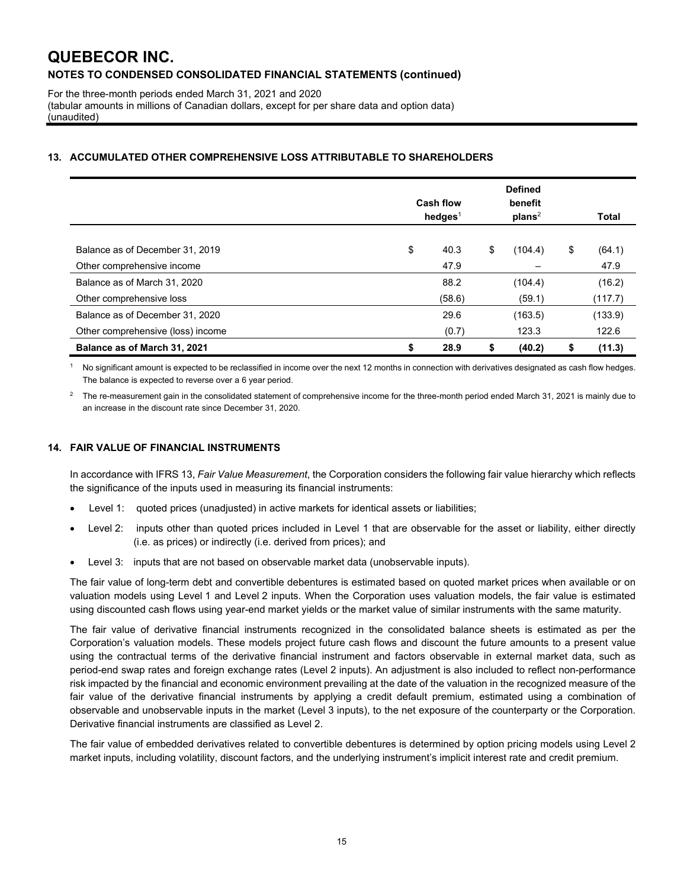# QUEBECOR INC.

## NOTES TO CONDENSED CONSOLIDATED FINANCIAL STATEMENTS (continued)

For the three-month periods ended March 31, 2021 and 2020
(tabular amounts in millions of Canadian dollars, except for per share data and option data)
(unaudited)

### 13. ACCUMULATED OTHER COMPREHENSIVE LOSS ATTRIBUTABLE TO SHAREHOLDERS

| | Cash flow hedges[1] | Defined benefit plans[2] | Total |
|---|---|---|---|
| Balance as of December 31, 2019 | $ 40.3 | $ (104.4) | $ (64.1) |
| Other comprehensive income | 47.9 | – | 47.9 |
| Balance as of March 31, 2020 | 88.2 | (104.4) | (16.2) |
| Other comprehensive loss | (58.6) | (59.1) | (117.7) |
| Balance as of December 31, 2020 | 29.6 | (163.5) | (133.9) |
| Other comprehensive (loss) income | (0.7) | 123.3 | 122.6 |
| **Balance as of March 31, 2021** | **$ 28.9** | **$ (40.2)** | **$ (11.3)** |

[1] No significant amount is expected to be reclassified in income over the next 12 months in connection with derivatives designated as cash flow hedges. The balance is expected to reverse over a 6 year period.

[2] The re-measurement gain in the consolidated statement of comprehensive income for the three-month period ended March 31, 2021 is mainly due to an increase in the discount rate since December 31, 2020.

### 14. FAIR VALUE OF FINANCIAL INSTRUMENTS

In accordance with IFRS 13, *Fair Value Measurement*, the Corporation considers the following fair value hierarchy which reflects the significance of the inputs used in measuring its financial instruments:

- Level 1: quoted prices (unadjusted) in active markets for identical assets or liabilities;
- Level 2: inputs other than quoted prices included in Level 1 that are observable for the asset or liability, either directly (i.e. as prices) or indirectly (i.e. derived from prices); and
- Level 3: inputs that are not based on observable market data (unobservable inputs).

The fair value of long-term debt and convertible debentures is estimated based on quoted market prices when available or on valuation models using Level 1 and Level 2 inputs. When the Corporation uses valuation models, the fair value is estimated using discounted cash flows using year-end market yields or the market value of similar instruments with the same maturity.

The fair value of derivative financial instruments recognized in the consolidated balance sheets is estimated as per the Corporation's valuation models. These models project future cash flows and discount the future amounts to a present value using the contractual terms of the derivative financial instrument and factors observable in external market data, such as period-end swap rates and foreign exchange rates (Level 2 inputs). An adjustment is also included to reflect non-performance risk impacted by the financial and economic environment prevailing at the date of the valuation in the recognized measure of the fair value of the derivative financial instruments by applying a credit default premium, estimated using a combination of observable and unobservable inputs in the market (Level 3 inputs), to the net exposure of the counterparty or the Corporation. Derivative financial instruments are classified as Level 2.

The fair value of embedded derivatives related to convertible debentures is determined by option pricing models using Level 2 market inputs, including volatility, discount factors, and the underlying instrument's implicit interest rate and credit premium.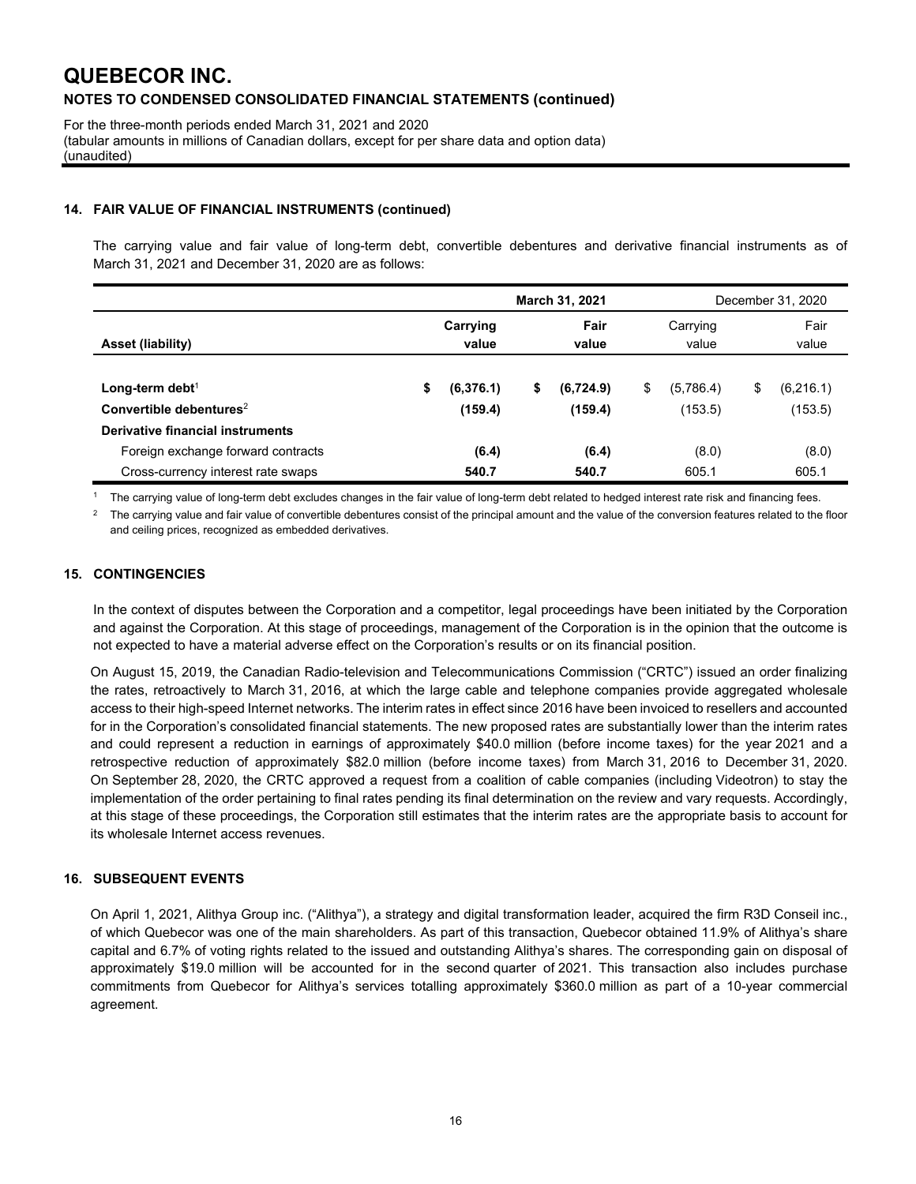# QUEBECOR INC.

## NOTES TO CONDENSED CONSOLIDATED FINANCIAL STATEMENTS (continued)

For the three-month periods ended March 31, 2021 and 2020
(tabular amounts in millions of Canadian dollars, except for per share data and option data)
(unaudited)

### 14. FAIR VALUE OF FINANCIAL INSTRUMENTS (continued)

The carrying value and fair value of long-term debt, convertible debentures and derivative financial instruments as of March 31, 2021 and December 31, 2020 are as follows:

| | March 31, 2021 | | December 31, 2020 | |
|---|---|---|---|---|
| **Asset (liability)** | **Carrying value** | **Fair value** | Carrying value | Fair value |
| **Long-term debt**[1] | **$ (6,376.1)** | **$ (6,724.9)** | $ (5,786.4) | $ (6,216.1) |
| **Convertible debentures**[2] | **(159.4)** | **(159.4)** | (153.5) | (153.5) |
| **Derivative financial instruments** | | | | |
| Foreign exchange forward contracts | **(6.4)** | **(6.4)** | (8.0) | (8.0) |
| Cross-currency interest rate swaps | **540.7** | **540.7** | 605.1 | 605.1 |

[1] The carrying value of long-term debt excludes changes in the fair value of long-term debt related to hedged interest rate risk and financing fees.

[2] The carrying value and fair value of convertible debentures consist of the principal amount and the value of the conversion features related to the floor and ceiling prices, recognized as embedded derivatives.

### 15. CONTINGENCIES

In the context of disputes between the Corporation and a competitor, legal proceedings have been initiated by the Corporation and against the Corporation. At this stage of proceedings, management of the Corporation is in the opinion that the outcome is not expected to have a material adverse effect on the Corporation's results or on its financial position.

On August 15, 2019, the Canadian Radio-television and Telecommunications Commission ("CRTC") issued an order finalizing the rates, retroactively to March 31, 2016, at which the large cable and telephone companies provide aggregated wholesale access to their high-speed Internet networks. The interim rates in effect since 2016 have been invoiced to resellers and accounted for in the Corporation's consolidated financial statements. The new proposed rates are substantially lower than the interim rates and could represent a reduction in earnings of approximately $40.0 million (before income taxes) for the year 2021 and a retrospective reduction of approximately $82.0 million (before income taxes) from March 31, 2016 to December 31, 2020. On September 28, 2020, the CRTC approved a request from a coalition of cable companies (including Videotron) to stay the implementation of the order pertaining to final rates pending its final determination on the review and vary requests. Accordingly, at this stage of these proceedings, the Corporation still estimates that the interim rates are the appropriate basis to account for its wholesale Internet access revenues.

### 16. SUBSEQUENT EVENTS

On April 1, 2021, Alithya Group inc. ("Alithya"), a strategy and digital transformation leader, acquired the firm R3D Conseil inc., of which Quebecor was one of the main shareholders. As part of this transaction, Quebecor obtained 11.9% of Alithya's share capital and 6.7% of voting rights related to the issued and outstanding Alithya's shares. The corresponding gain on disposal of approximately $19.0 million will be accounted for in the second quarter of 2021. This transaction also includes purchase commitments from Quebecor for Alithya's services totalling approximately $360.0 million as part of a 10-year commercial agreement.